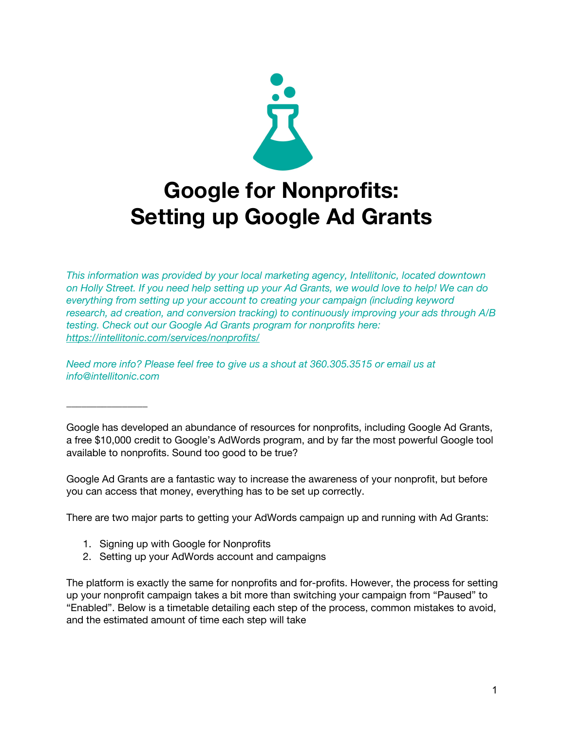# Google for Nonprofits: Setting up Google Ad Grants

*This information was provided by your local marketing agency, Intellitonic, located downtown on Holly Street. If you need help setting up your Ad Grants, we would love to help! We can do everything from setting up your account to creating your campaign (including keyword research, ad creation, and conversion tracking) to continuously improving your ads through A/B testing. Check out our Google Ad Grants program for nonprofits here: [https://intellitonic.com/services/nonprofits/](https://intellitonic.com/services/nonprofits/)*

*Need more info? Please feel free to give us a shout at 360.305.3515 or email us at info@intellitonic.com*

---

Google has developed an abundance of resources for nonprofits, including Google Ad Grants, a free $10,000 credit to Google's AdWords program, and by far the most powerful Google tool available to nonprofits. Sound too good to be true?

Google Ad Grants are a fantastic way to increase the awareness of your nonprofit, but before you can access that money, everything has to be set up correctly.

There are two major parts to getting your AdWords campaign up and running with Ad Grants:

1. Signing up with Google for Nonprofits
2. Setting up your AdWords account and campaigns

The platform is exactly the same for nonprofits and for-profits. However, the process for setting up your nonprofit campaign takes a bit more than switching your campaign from "Paused" to "Enabled". Below is a timetable detailing each step of the process, common mistakes to avoid, and the estimated amount of time each step will take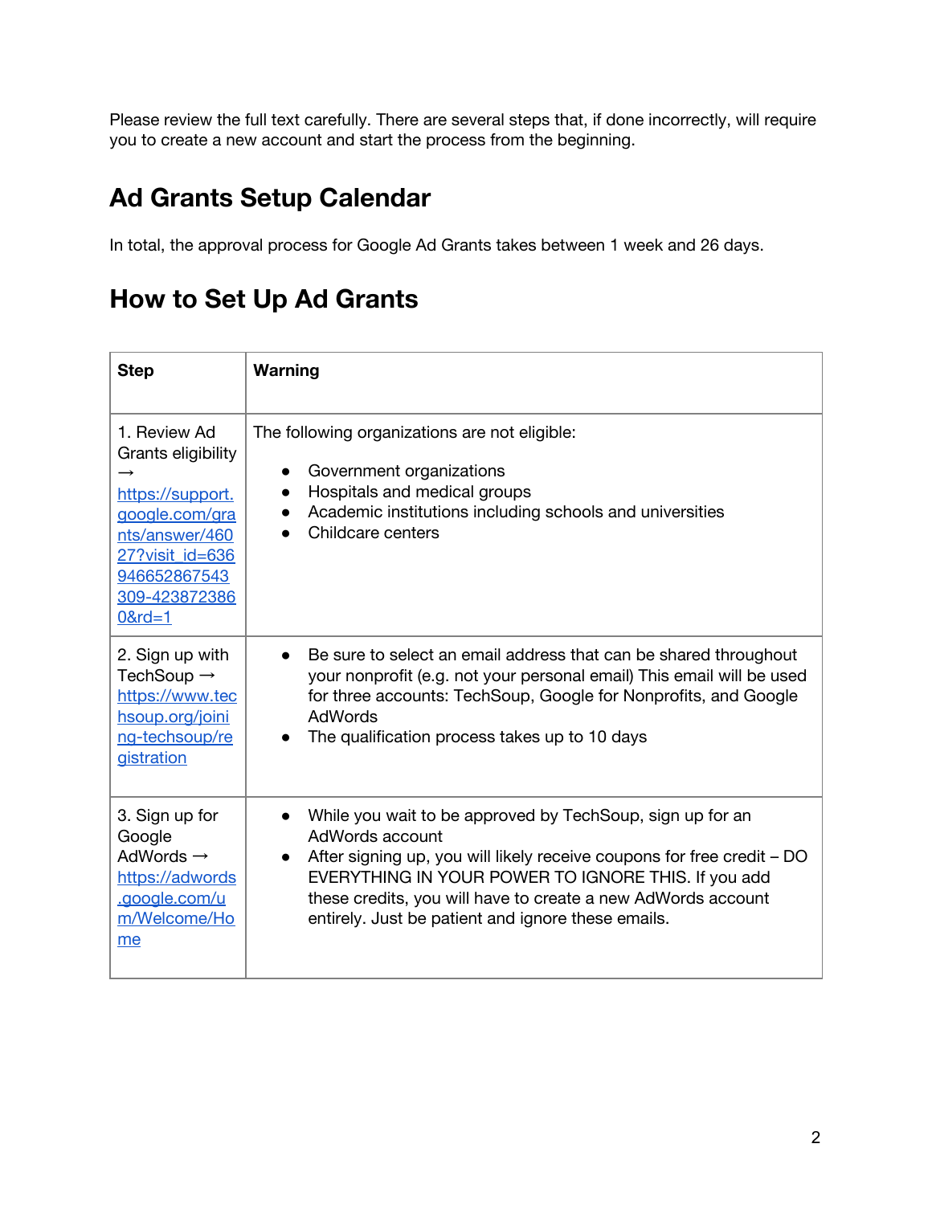Please review the full text carefully. There are several steps that, if done incorrectly, will require you to create a new account and start the process from the beginning.

## Ad Grants Setup Calendar

In total, the approval process for Google Ad Grants takes between 1 week and 26 days.

## How to Set Up Ad Grants

| Step | Warning |
| --- | --- |
| 1. Review Ad Grants eligibility → https://support.google.com/grants/answer/46027?visit_id=636946652867543309-4238723860&rd=1 | The following organizations are not eligible:<br>• Government organizations<br>• Hospitals and medical groups<br>• Academic institutions including schools and universities<br>• Childcare centers |
| 2. Sign up with TechSoup → https://www.techsoup.org/joining-techsoup/registration | • Be sure to select an email address that can be shared throughout your nonprofit (e.g. not your personal email) This email will be used for three accounts: TechSoup, Google for Nonprofits, and Google AdWords<br>• The qualification process takes up to 10 days |
| 3. Sign up for Google AdWords → https://adwords.google.com/um/Welcome/Home | • While you wait to be approved by TechSoup, sign up for an AdWords account<br>• After signing up, you will likely receive coupons for free credit – DO EVERYTHING IN YOUR POWER TO IGNORE THIS. If you add these credits, you will have to create a new AdWords account entirely. Just be patient and ignore these emails. |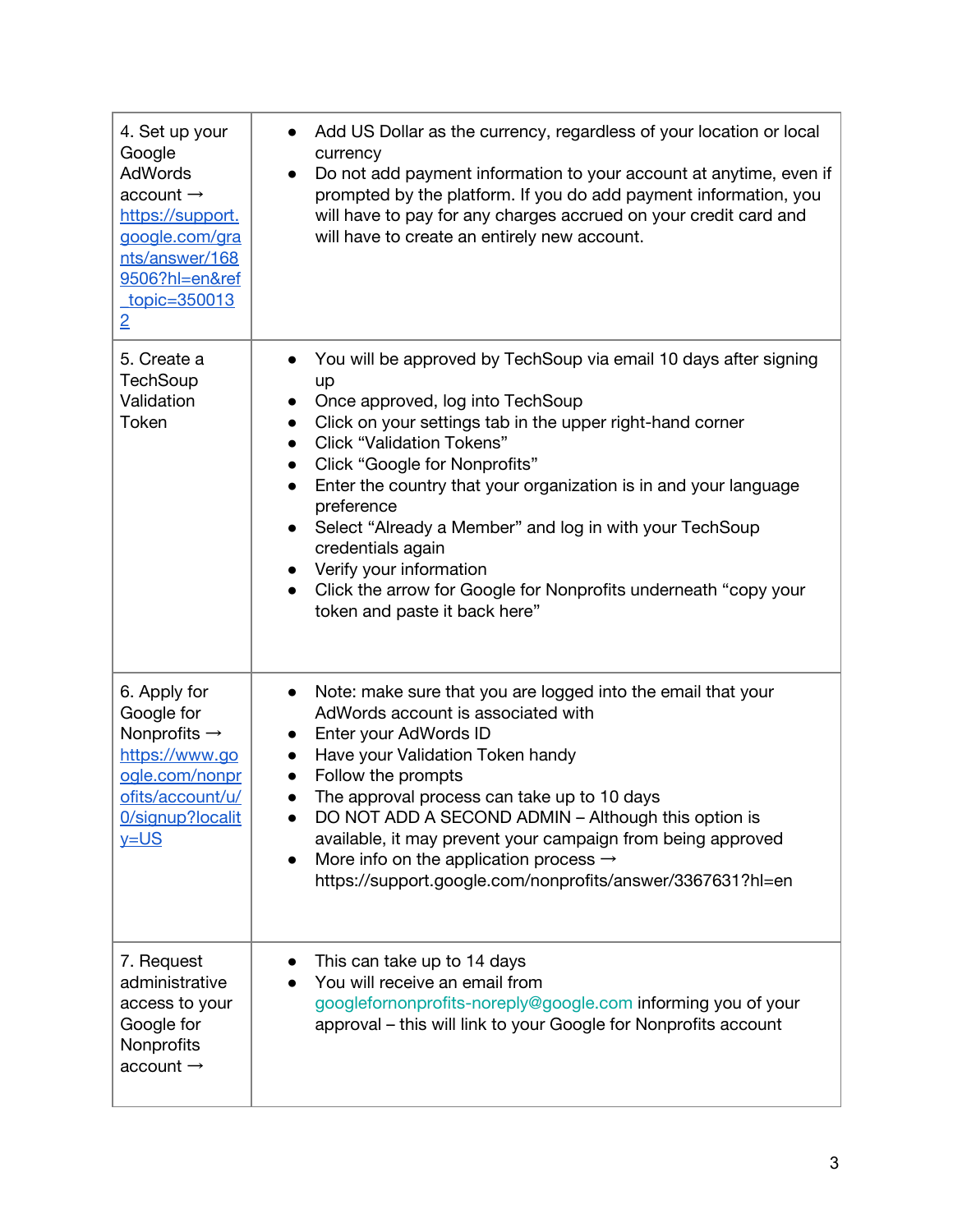| | |
|---|---|
| 4. Set up your Google AdWords account → [https://support.google.com/grants/answer/1689506?hl=en&ref_topic=3500132](https://support.google.com/grants/answer/1689506?hl=en&ref_topic=3500132) | • Add US Dollar as the currency, regardless of your location or local currency<br>• Do not add payment information to your account at anytime, even if prompted by the platform. If you do add payment information, you will have to pay for any charges accrued on your credit card and will have to create an entirely new account. |
| 5. Create a TechSoup Validation Token | • You will be approved by TechSoup via email 10 days after signing up<br>• Once approved, log into TechSoup<br>• Click on your settings tab in the upper right-hand corner<br>• Click "Validation Tokens"<br>• Click "Google for Nonprofits"<br>• Enter the country that your organization is in and your language preference<br>• Select "Already a Member" and log in with your TechSoup credentials again<br>• Verify your information<br>• Click the arrow for Google for Nonprofits underneath "copy your token and paste it back here" |
| 6. Apply for Google for Nonprofits → [https://www.google.com/nonprofits/account/u/0/signup?locality=US](https://www.google.com/nonprofits/account/u/0/signup?locality=US) | • Note: make sure that you are logged into the email that your AdWords account is associated with<br>• Enter your AdWords ID<br>• Have your Validation Token handy<br>• Follow the prompts<br>• The approval process can take up to 10 days<br>• DO NOT ADD A SECOND ADMIN – Although this option is available, it may prevent your campaign from being approved<br>• More info on the application process → https://support.google.com/nonprofits/answer/3367631?hl=en |
| 7. Request administrative access to your Google for Nonprofits account → | • This can take up to 14 days<br>• You will receive an email from googlefornonprofits-noreply@google.com informing you of your approval – this will link to your Google for Nonprofits account |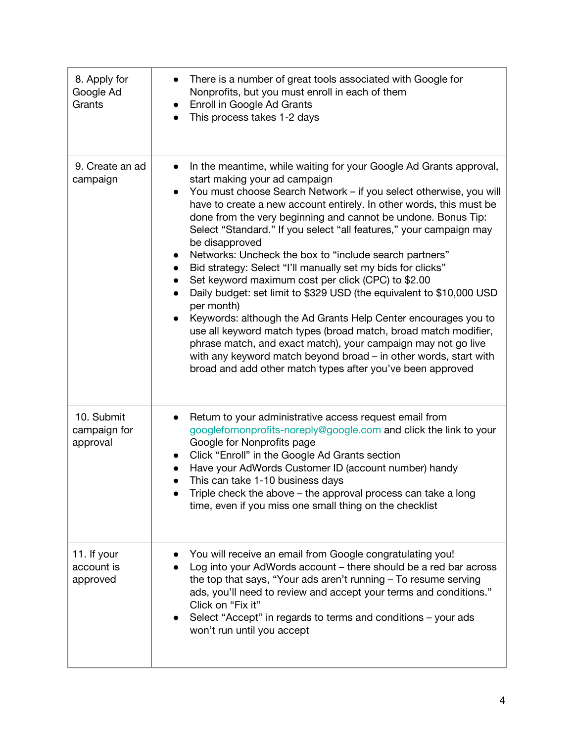| | |
|---|---|
| 8. Apply for Google Ad Grants | • There is a number of great tools associated with Google for Nonprofits, but you must enroll in each of them<br>• Enroll in Google Ad Grants<br>• This process takes 1-2 days |
| 9. Create an ad campaign | • In the meantime, while waiting for your Google Ad Grants approval, start making your ad campaign<br>• You must choose Search Network – if you select otherwise, you will have to create a new account entirely. In other words, this must be done from the very beginning and cannot be undone. Bonus Tip: Select "Standard." If you select "all features," your campaign may be disapproved<br>• Networks: Uncheck the box to "include search partners"<br>• Bid strategy: Select "I'll manually set my bids for clicks"<br>• Set keyword maximum cost per click (CPC) to $2.00<br>• Daily budget: set limit to $329 USD (the equivalent to $10,000 USD per month)<br>• Keywords: although the Ad Grants Help Center encourages you to use all keyword match types (broad match, broad match modifier, phrase match, and exact match), your campaign may not go live with any keyword match beyond broad – in other words, start with broad and add other match types after you've been approved |
| 10. Submit campaign for approval | • Return to your administrative access request email from googlefornonprofits-noreply@google.com and click the link to your Google for Nonprofits page<br>• Click "Enroll" in the Google Ad Grants section<br>• Have your AdWords Customer ID (account number) handy<br>• This can take 1-10 business days<br>• Triple check the above – the approval process can take a long time, even if you miss one small thing on the checklist |
| 11. If your account is approved | • You will receive an email from Google congratulating you!<br>• Log into your AdWords account – there should be a red bar across the top that says, "Your ads aren't running – To resume serving ads, you'll need to review and accept your terms and conditions." Click on "Fix it"<br>• Select "Accept" in regards to terms and conditions – your ads won't run until you accept |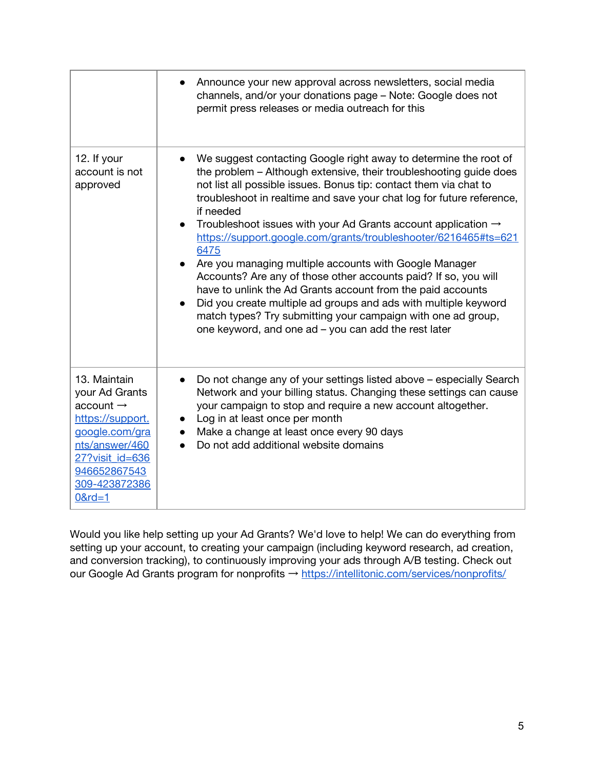| | |
|---|---|
| | • Announce your new approval across newsletters, social media channels, and/or your donations page – Note: Google does not permit press releases or media outreach for this |
| 12. If your account is not approved | • We suggest contacting Google right away to determine the root of the problem – Although extensive, their troubleshooting guide does not list all possible issues. Bonus tip: contact them via chat to troubleshoot in realtime and save your chat log for future reference, if needed<br>• Troubleshoot issues with your Ad Grants account application → https://support.google.com/grants/troubleshooter/6216465#ts=6216475<br>• Are you managing multiple accounts with Google Manager Accounts? Are any of those other accounts paid? If so, you will have to unlink the Ad Grants account from the paid accounts<br>• Did you create multiple ad groups and ads with multiple keyword match types? Try submitting your campaign with one ad group, one keyword, and one ad – you can add the rest later |
| 13. Maintain your Ad Grants account → https://support.google.com/grants/answer/46027?visit_id=636946652867543309-4238723860&rd=1 | • Do not change any of your settings listed above – especially Search Network and your billing status. Changing these settings can cause your campaign to stop and require a new account altogether.<br>• Log in at least once per month<br>• Make a change at least once every 90 days<br>• Do not add additional website domains |

Would you like help setting up your Ad Grants? We'd love to help! We can do everything from setting up your account, to creating your campaign (including keyword research, ad creation, and conversion tracking), to continuously improving your ads through A/B testing. Check out our Google Ad Grants program for nonprofits → https://intellitonic.com/services/nonprofits/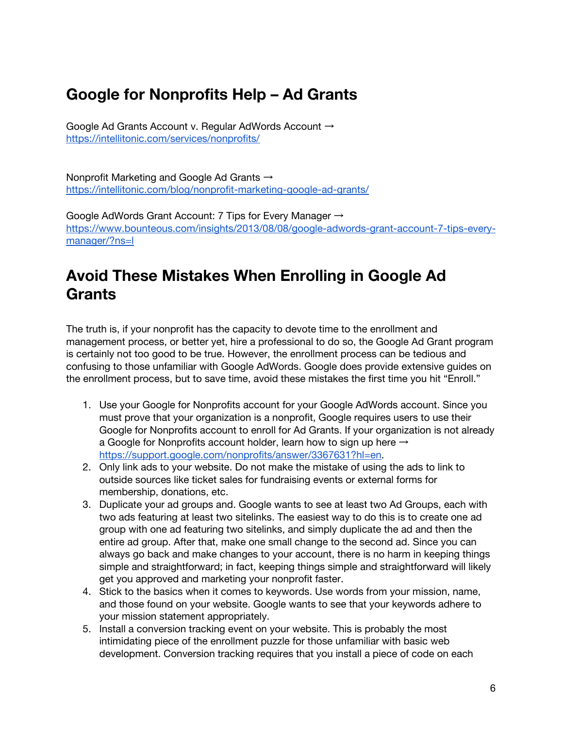## Google for Nonprofits Help – Ad Grants

Google Ad Grants Account v. Regular AdWords Account →
https://intellitonic.com/services/nonprofits/

Nonprofit Marketing and Google Ad Grants →
https://intellitonic.com/blog/nonprofit-marketing-google-ad-grants/

Google AdWords Grant Account: 7 Tips for Every Manager →
https://www.bounteous.com/insights/2013/08/08/google-adwords-grant-account-7-tips-every-manager/?ns=l

## Avoid These Mistakes When Enrolling in Google Ad Grants

The truth is, if your nonprofit has the capacity to devote time to the enrollment and management process, or better yet, hire a professional to do so, the Google Ad Grant program is certainly not too good to be true. However, the enrollment process can be tedious and confusing to those unfamiliar with Google AdWords. Google does provide extensive guides on the enrollment process, but to save time, avoid these mistakes the first time you hit "Enroll."

1. Use your Google for Nonprofits account for your Google AdWords account. Since you must prove that your organization is a nonprofit, Google requires users to use their Google for Nonprofits account to enroll for Ad Grants. If your organization is not already a Google for Nonprofits account holder, learn how to sign up here → https://support.google.com/nonprofits/answer/3367631?hl=en.
2. Only link ads to your website. Do not make the mistake of using the ads to link to outside sources like ticket sales for fundraising events or external forms for membership, donations, etc.
3. Duplicate your ad groups and. Google wants to see at least two Ad Groups, each with two ads featuring at least two sitelinks. The easiest way to do this is to create one ad group with one ad featuring two sitelinks, and simply duplicate the ad and then the entire ad group. After that, make one small change to the second ad. Since you can always go back and make changes to your account, there is no harm in keeping things simple and straightforward; in fact, keeping things simple and straightforward will likely get you approved and marketing your nonprofit faster.
4. Stick to the basics when it comes to keywords. Use words from your mission, name, and those found on your website. Google wants to see that your keywords adhere to your mission statement appropriately.
5. Install a conversion tracking event on your website. This is probably the most intimidating piece of the enrollment puzzle for those unfamiliar with basic web development. Conversion tracking requires that you install a piece of code on each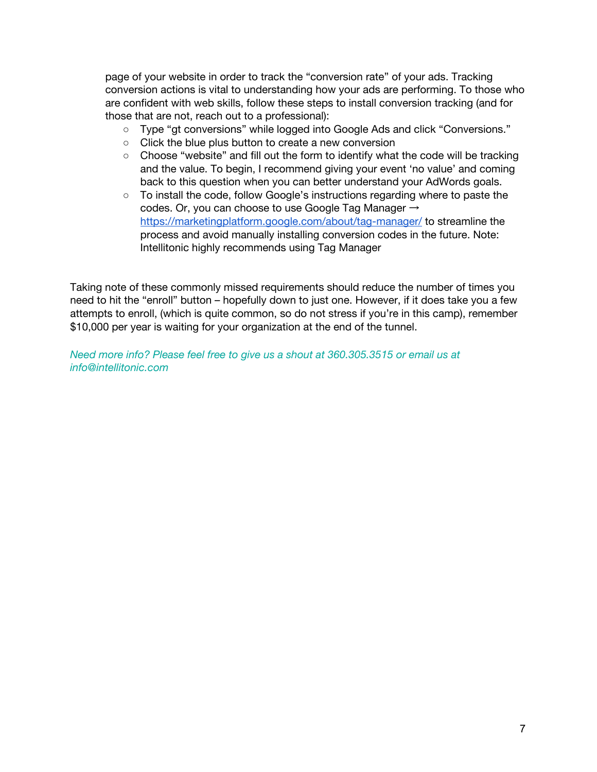page of your website in order to track the "conversion rate" of your ads. Tracking conversion actions is vital to understanding how your ads are performing. To those who are confident with web skills, follow these steps to install conversion tracking (and for those that are not, reach out to a professional):

- Type "gt conversions" while logged into Google Ads and click "Conversions."
- Click the blue plus button to create a new conversion
- Choose "website" and fill out the form to identify what the code will be tracking and the value. To begin, I recommend giving your event 'no value' and coming back to this question when you can better understand your AdWords goals.
- To install the code, follow Google's instructions regarding where to paste the codes. Or, you can choose to use Google Tag Manager → https://marketingplatform.google.com/about/tag-manager/ to streamline the process and avoid manually installing conversion codes in the future. Note: Intellitonic highly recommends using Tag Manager

Taking note of these commonly missed requirements should reduce the number of times you need to hit the "enroll" button – hopefully down to just one. However, if it does take you a few attempts to enroll, (which is quite common, so do not stress if you're in this camp), remember $10,000 per year is waiting for your organization at the end of the tunnel.

*Need more info? Please feel free to give us a shout at 360.305.3515 or email us at info@intellitonic.com*